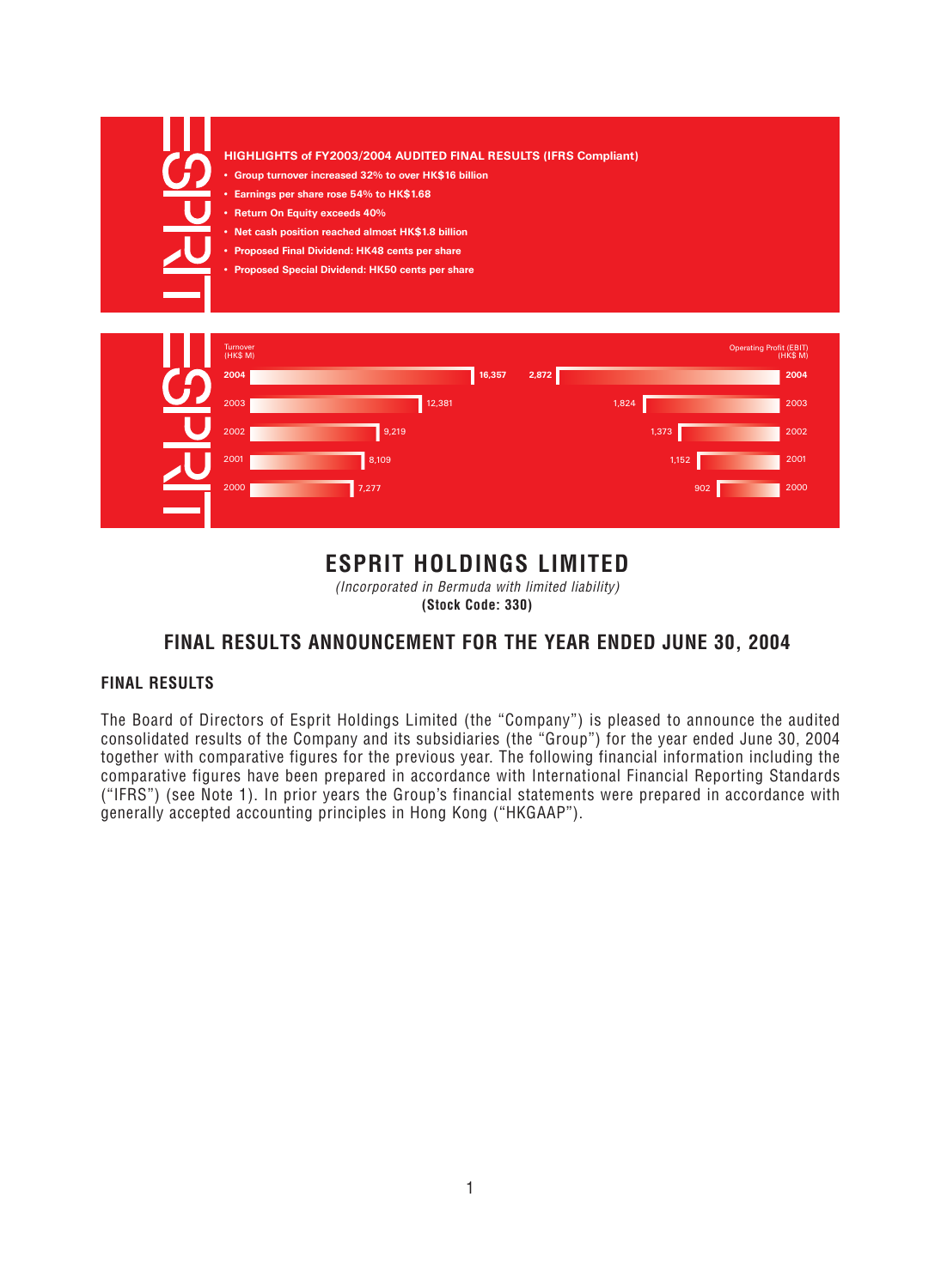**HIGHLIGHTS of FY2003/2004 AUDITED FINAL RESULTS (IFRS Compliant)**

- **Group turnover increased 32% to over HK$16 billion**
- **Earnings per share rose 54% to HK$1.68**
- **Return On Equity exceeds 40%**
- **Net cash position reached almost HK$1.8 billion**
- **Proposed Final Dividend: HK48 cents per share**
- **Proposed Special Dividend: HK50 cents per share**

| Year | Turnover (HK$ M) | Operating Profit (EBIT) (HK$ M) |
|---|---|---|
| **2004** | **16,357** | **2,872** |
| 2003 | 12,381 | 1,824 |
| 2002 | 9,219 | 1,373 |
| 2001 | 8,109 | 1,152 |
| 2000 | 7,277 | 902 |

# ESPRIT HOLDINGS LIMITED

*(Incorporated in Bermuda with limited liability)*

**(Stock Code: 330)**

## FINAL RESULTS ANNOUNCEMENT FOR THE YEAR ENDED JUNE 30, 2004

### FINAL RESULTS

The Board of Directors of Esprit Holdings Limited (the "Company") is pleased to announce the audited consolidated results of the Company and its subsidiaries (the "Group") for the year ended June 30, 2004 together with comparative figures for the previous year. The following financial information including the comparative figures have been prepared in accordance with International Financial Reporting Standards ("IFRS") (see Note 1). In prior years the Group's financial statements were prepared in accordance with generally accepted accounting principles in Hong Kong ("HKGAAP").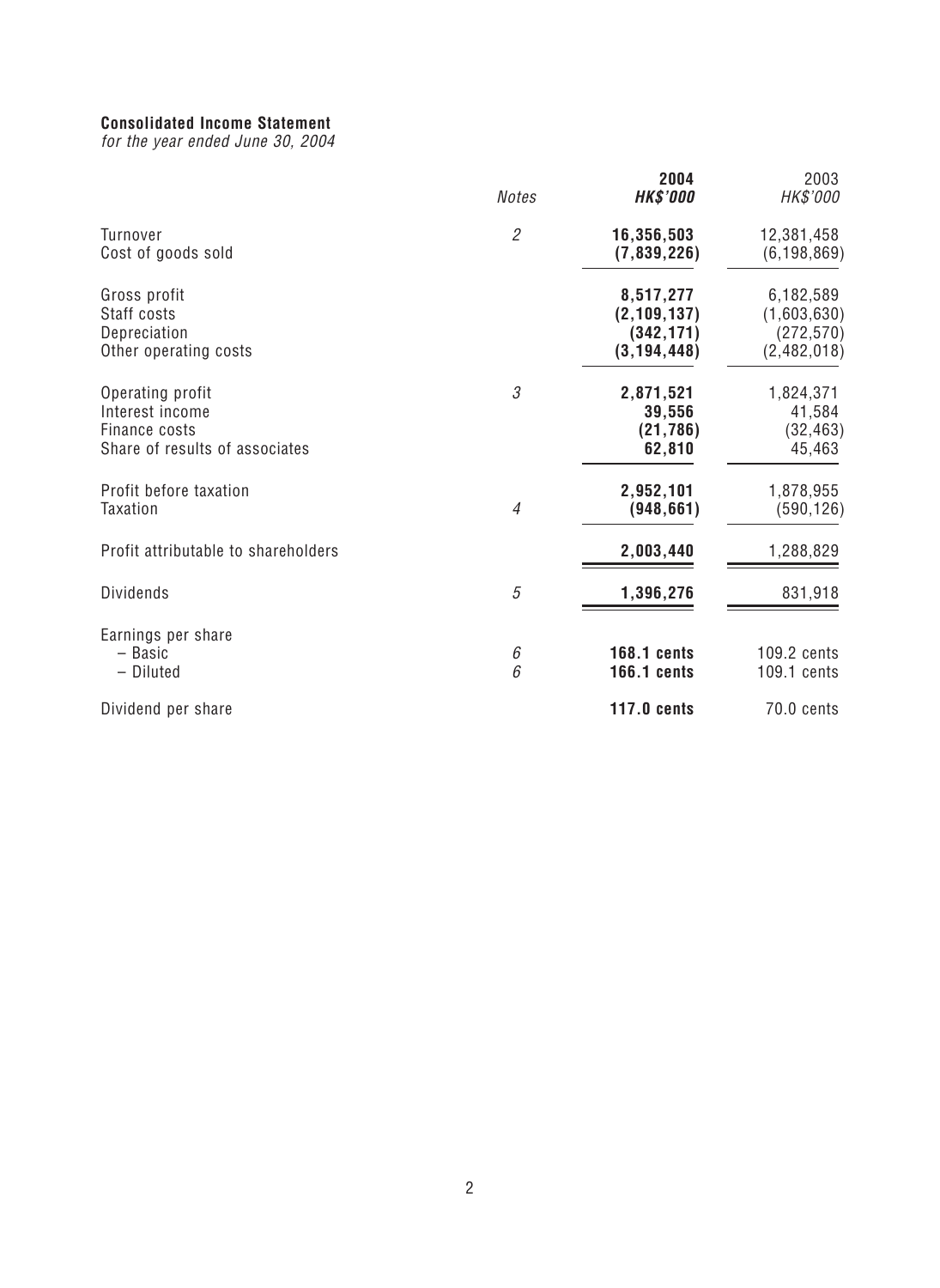**Consolidated Income Statement**
*for the year ended June 30, 2004*

| | *Notes* | **2004** **HK$'000** | 2003 HK$'000 |
|---|---|---|---|
| Turnover | 2 | **16,356,503** | 12,381,458 |
| Cost of goods sold | | **(7,839,226)** | (6,198,869) |
| Gross profit | | **8,517,277** | 6,182,589 |
| Staff costs | | **(2,109,137)** | (1,603,630) |
| Depreciation | | **(342,171)** | (272,570) |
| Other operating costs | | **(3,194,448)** | (2,482,018) |
| Operating profit | 3 | **2,871,521** | 1,824,371 |
| Interest income | | **39,556** | 41,584 |
| Finance costs | | **(21,786)** | (32,463) |
| Share of results of associates | | **62,810** | 45,463 |
| Profit before taxation | | **2,952,101** | 1,878,955 |
| Taxation | 4 | **(948,661)** | (590,126) |
| Profit attributable to shareholders | | **2,003,440** | 1,288,829 |
| Dividends | 5 | **1,396,276** | 831,918 |
| Earnings per share | | | |
| – Basic | 6 | **168.1 cents** | 109.2 cents |
| – Diluted | 6 | **166.1 cents** | 109.1 cents |
| Dividend per share | | **117.0 cents** | 70.0 cents |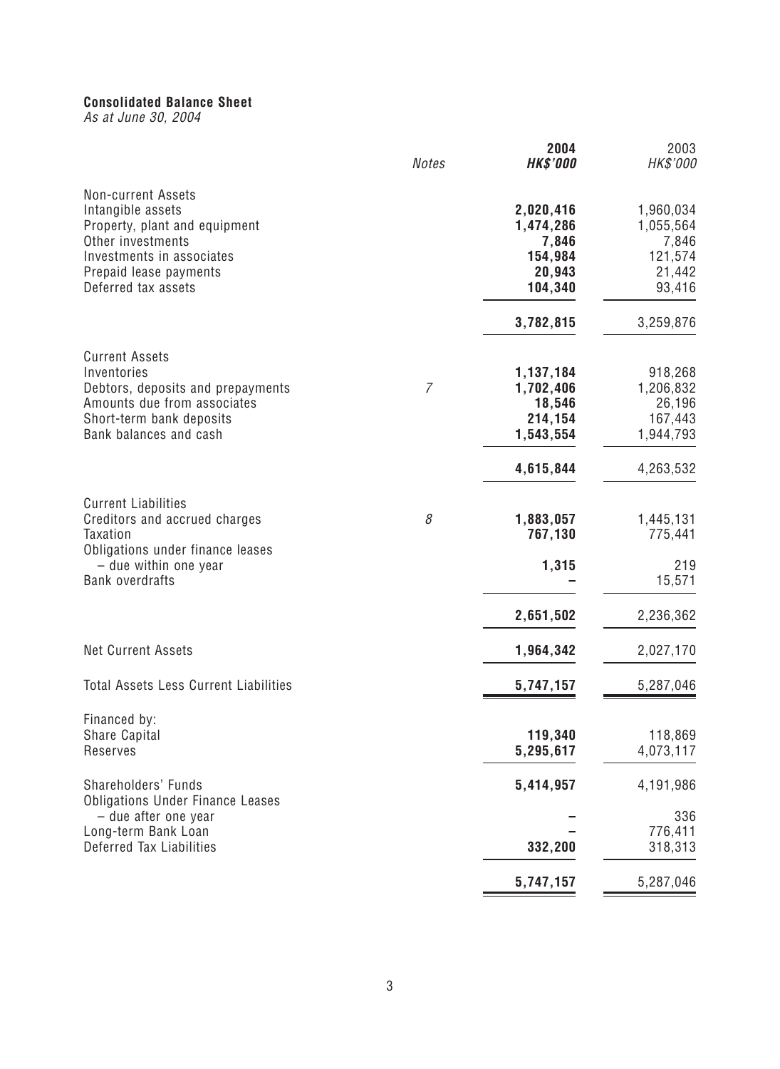**Consolidated Balance Sheet**
*As at June 30, 2004*

| | *Notes* | **2004** ***HK$'000*** | 2003 *HK$'000* |
|---|---|---|---|
| Non-current Assets | | | |
| Intangible assets | | **2,020,416** | 1,960,034 |
| Property, plant and equipment | | **1,474,286** | 1,055,564 |
| Other investments | | **7,846** | 7,846 |
| Investments in associates | | **154,984** | 121,574 |
| Prepaid lease payments | | **20,943** | 21,442 |
| Deferred tax assets | | **104,340** | 93,416 |
| | | **3,782,815** | 3,259,876 |
| Current Assets | | | |
| Inventories | | **1,137,184** | 918,268 |
| Debtors, deposits and prepayments | *7* | **1,702,406** | 1,206,832 |
| Amounts due from associates | | **18,546** | 26,196 |
| Short-term bank deposits | | **214,154** | 167,443 |
| Bank balances and cash | | **1,543,554** | 1,944,793 |
| | | **4,615,844** | 4,263,532 |
| Current Liabilities | | | |
| Creditors and accrued charges | *8* | **1,883,057** | 1,445,131 |
| Taxation | | **767,130** | 775,441 |
| Obligations under finance leases – due within one year | | **1,315** | 219 |
| Bank overdrafts | | **–** | 15,571 |
| | | **2,651,502** | 2,236,362 |
| Net Current Assets | | **1,964,342** | 2,027,170 |
| Total Assets Less Current Liabilities | | **5,747,157** | 5,287,046 |
| Financed by: | | | |
| Share Capital | | **119,340** | 118,869 |
| Reserves | | **5,295,617** | 4,073,117 |
| Shareholders' Funds | | **5,414,957** | 4,191,986 |
| Obligations Under Finance Leases – due after one year | | **–** | 336 |
| Long-term Bank Loan | | **–** | 776,411 |
| Deferred Tax Liabilities | | **332,200** | 318,313 |
| | | **5,747,157** | 5,287,046 |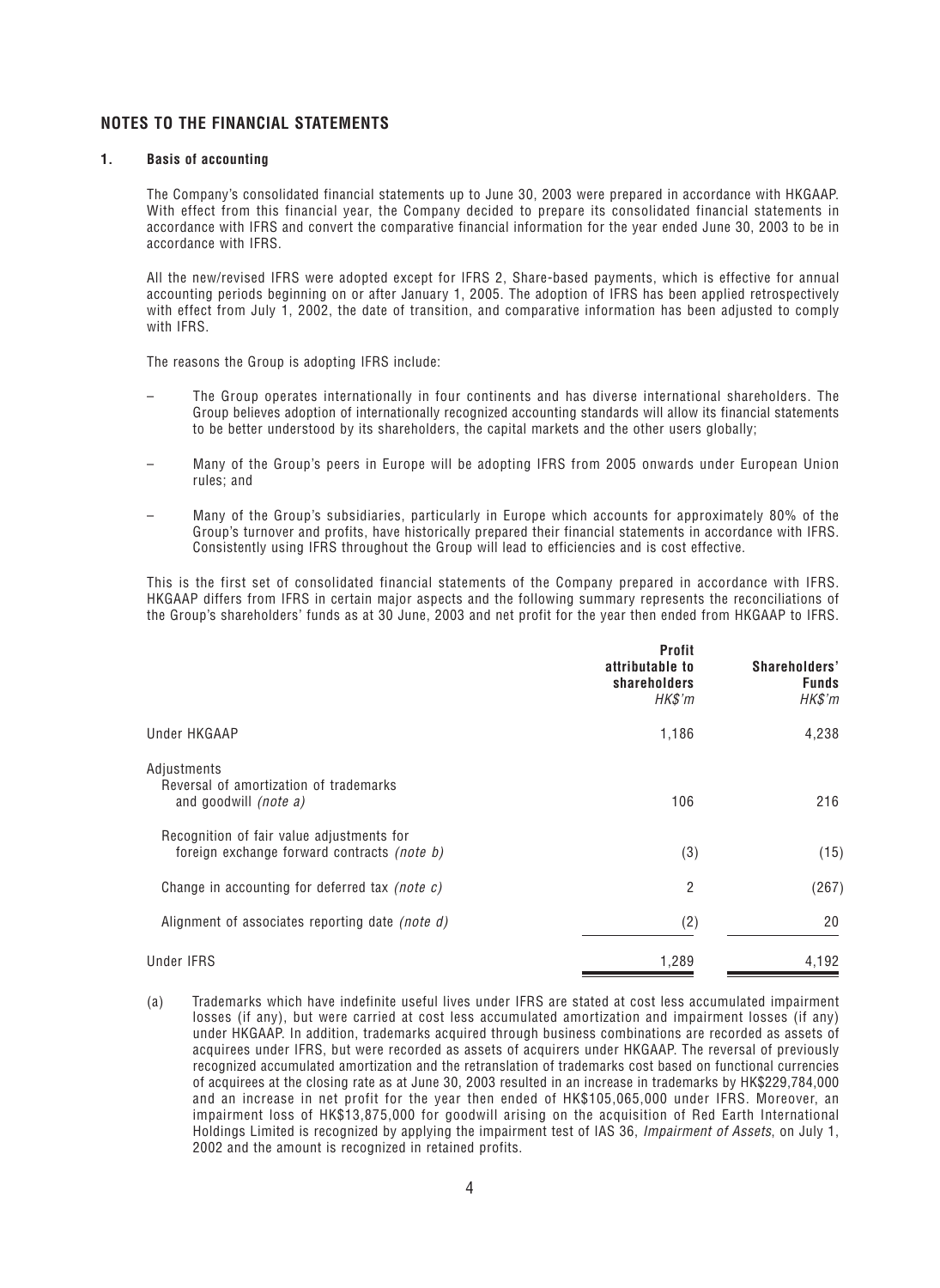## NOTES TO THE FINANCIAL STATEMENTS

### 1. Basis of accounting

The Company's consolidated financial statements up to June 30, 2003 were prepared in accordance with HKGAAP. With effect from this financial year, the Company decided to prepare its consolidated financial statements in accordance with IFRS and convert the comparative financial information for the year ended June 30, 2003 to be in accordance with IFRS.

All the new/revised IFRS were adopted except for IFRS 2, Share-based payments, which is effective for annual accounting periods beginning on or after January 1, 2005. The adoption of IFRS has been applied retrospectively with effect from July 1, 2002, the date of transition, and comparative information has been adjusted to comply with IFRS.

The reasons the Group is adopting IFRS include:

- The Group operates internationally in four continents and has diverse international shareholders. The Group believes adoption of internationally recognized accounting standards will allow its financial statements to be better understood by its shareholders, the capital markets and the other users globally;
- Many of the Group's peers in Europe will be adopting IFRS from 2005 onwards under European Union rules; and
- Many of the Group's subsidiaries, particularly in Europe which accounts for approximately 80% of the Group's turnover and profits, have historically prepared their financial statements in accordance with IFRS. Consistently using IFRS throughout the Group will lead to efficiencies and is cost effective.

This is the first set of consolidated financial statements of the Company prepared in accordance with IFRS. HKGAAP differs from IFRS in certain major aspects and the following summary represents the reconciliations of the Group's shareholders' funds as at 30 June, 2003 and net profit for the year then ended from HKGAAP to IFRS.

| | **Profit attributable to shareholders** *HK$'m* | **Shareholders' Funds** *HK$'m* |
|---|---|---|
| Under HKGAAP | 1,186 | 4,238 |
| Adjustments | | |
| Reversal of amortization of trademarks and goodwill *(note a)* | 106 | 216 |
| Recognition of fair value adjustments for foreign exchange forward contracts *(note b)* | (3) | (15) |
| Change in accounting for deferred tax *(note c)* | 2 | (267) |
| Alignment of associates reporting date *(note d)* | (2) | 20 |
| Under IFRS | 1,289 | 4,192 |

(a) Trademarks which have indefinite useful lives under IFRS are stated at cost less accumulated impairment losses (if any), but were carried at cost less accumulated amortization and impairment losses (if any) under HKGAAP. In addition, trademarks acquired through business combinations are recorded as assets of acquirees under IFRS, but were recorded as assets of acquirers under HKGAAP. The reversal of previously recognized accumulated amortization and the retranslation of trademarks cost based on functional currencies of acquirees at the closing rate as at June 30, 2003 resulted in an increase in trademarks by HK$229,784,000 and an increase in net profit for the year then ended of HK$105,065,000 under IFRS. Moreover, an impairment loss of HK$13,875,000 for goodwill arising on the acquisition of Red Earth International Holdings Limited is recognized by applying the impairment test of IAS 36, *Impairment of Assets*, on July 1, 2002 and the amount is recognized in retained profits.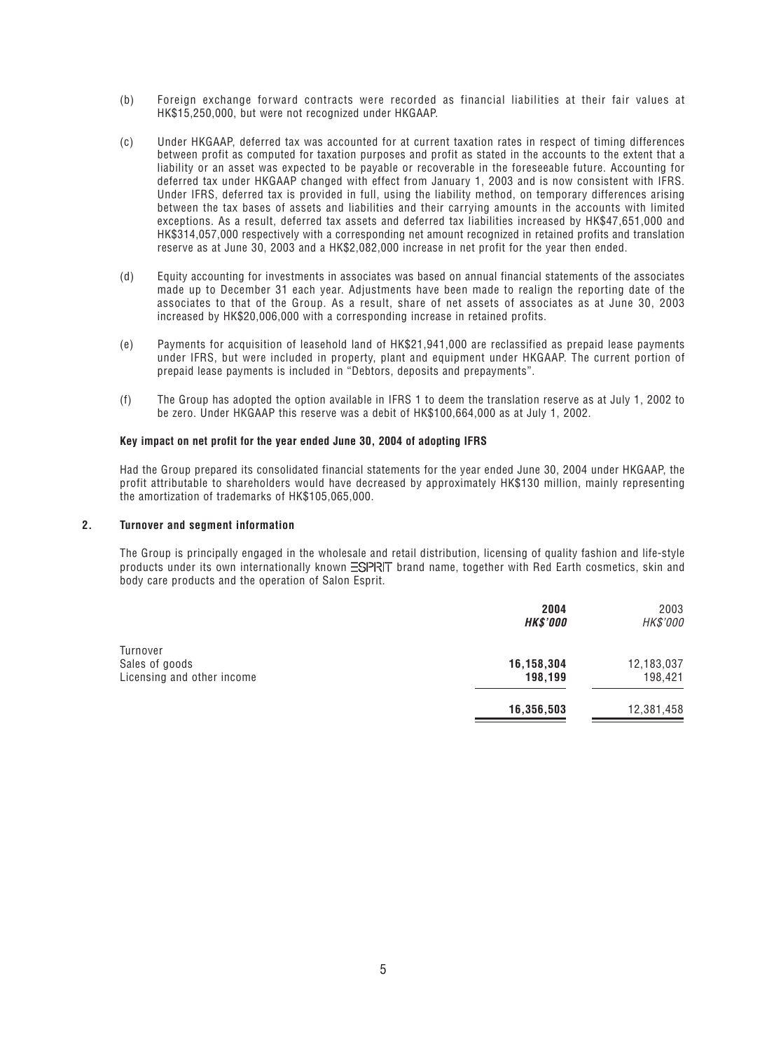(b) Foreign exchange forward contracts were recorded as financial liabilities at their fair values at HK$15,250,000, but were not recognized under HKGAAP.

(c) Under HKGAAP, deferred tax was accounted for at current taxation rates in respect of timing differences between profit as computed for taxation purposes and profit as stated in the accounts to the extent that a liability or an asset was expected to be payable or recoverable in the foreseeable future. Accounting for deferred tax under HKGAAP changed with effect from January 1, 2003 and is now consistent with IFRS. Under IFRS, deferred tax is provided in full, using the liability method, on temporary differences arising between the tax bases of assets and liabilities and their carrying amounts in the accounts with limited exceptions. As a result, deferred tax assets and deferred tax liabilities increased by HK$47,651,000 and HK$314,057,000 respectively with a corresponding net amount recognized in retained profits and translation reserve as at June 30, 2003 and a HK$2,082,000 increase in net profit for the year then ended.

(d) Equity accounting for investments in associates was based on annual financial statements of the associates made up to December 31 each year. Adjustments have been made to realign the reporting date of the associates to that of the Group. As a result, share of net assets of associates as at June 30, 2003 increased by HK$20,006,000 with a corresponding increase in retained profits.

(e) Payments for acquisition of leasehold land of HK$21,941,000 are reclassified as prepaid lease payments under IFRS, but were included in property, plant and equipment under HKGAAP. The current portion of prepaid lease payments is included in "Debtors, deposits and prepayments".

(f) The Group has adopted the option available in IFRS 1 to deem the translation reserve as at July 1, 2002 to be zero. Under HKGAAP this reserve was a debit of HK$100,664,000 as at July 1, 2002.

**Key impact on net profit for the year ended June 30, 2004 of adopting IFRS**

Had the Group prepared its consolidated financial statements for the year ended June 30, 2004 under HKGAAP, the profit attributable to shareholders would have decreased by approximately HK$130 million, mainly representing the amortization of trademarks of HK$105,065,000.

## 2. Turnover and segment information

The Group is principally engaged in the wholesale and retail distribution, licensing of quality fashion and life-style products under its own internationally known ESPRIT brand name, together with Red Earth cosmetics, skin and body care products and the operation of Salon Esprit.

| | **2004** | 2003 |
|---|---|---|
| | ***HK$'000*** | *HK$'000* |
| Turnover | | |
| Sales of goods | **16,158,304** | 12,183,037 |
| Licensing and other income | **198,199** | 198,421 |
| | **16,356,503** | 12,381,458 |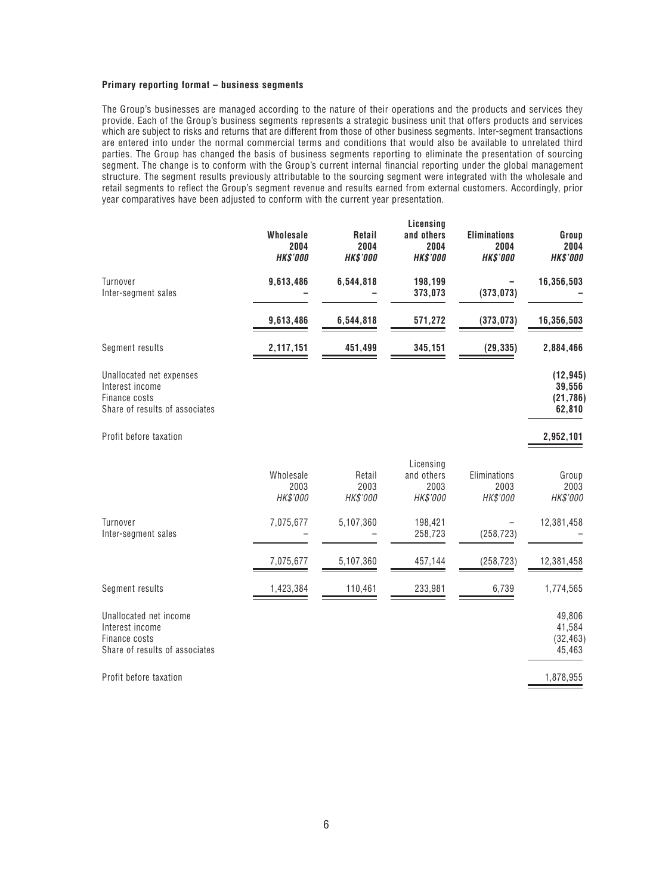**Primary reporting format – business segments**

The Group's businesses are managed according to the nature of their operations and the products and services they provide. Each of the Group's business segments represents a strategic business unit that offers products and services which are subject to risks and returns that are different from those of other business segments. Inter-segment transactions are entered into under the normal commercial terms and conditions that would also be available to unrelated third parties. The Group has changed the basis of business segments reporting to eliminate the presentation of sourcing segment. The change is to conform with the Group's current internal financial reporting under the global management structure. The segment results previously attributable to the sourcing segment were integrated with the wholesale and retail segments to reflect the Group's segment revenue and results earned from external customers. Accordingly, prior year comparatives have been adjusted to conform with the current year presentation.

| | **Wholesale 2004 *HK$'000*** | **Retail 2004 *HK$'000*** | **Licensing and others 2004 *HK$'000*** | **Eliminations 2004 *HK$'000*** | **Group 2004 *HK$'000*** |
|---|---|---|---|---|---|
| Turnover | **9,613,486** | **6,544,818** | **198,199** | **–** | **16,356,503** |
| Inter-segment sales | **–** | **–** | **373,073** | **(373,073)** | **–** |
| | **9,613,486** | **6,544,818** | **571,272** | **(373,073)** | **16,356,503** |
| Segment results | **2,117,151** | **451,499** | **345,151** | **(29,335)** | **2,884,466** |
| Unallocated net expenses | | | | | **(12,945)** |
| Interest income | | | | | **39,556** |
| Finance costs | | | | | **(21,786)** |
| Share of results of associates | | | | | **62,810** |
| Profit before taxation | | | | | **2,952,101** |

| | Wholesale 2003 *HK$'000* | Retail 2003 *HK$'000* | Licensing and others 2003 *HK$'000* | Eliminations 2003 *HK$'000* | Group 2003 *HK$'000* |
|---|---|---|---|---|---|
| Turnover | 7,075,677 | 5,107,360 | 198,421 | – | 12,381,458 |
| Inter-segment sales | – | – | 258,723 | (258,723) | – |
| | 7,075,677 | 5,107,360 | 457,144 | (258,723) | 12,381,458 |
| Segment results | 1,423,384 | 110,461 | 233,981 | 6,739 | 1,774,565 |
| Unallocated net income | | | | | 49,806 |
| Interest income | | | | | 41,584 |
| Finance costs | | | | | (32,463) |
| Share of results of associates | | | | | 45,463 |
| Profit before taxation | | | | | 1,878,955 |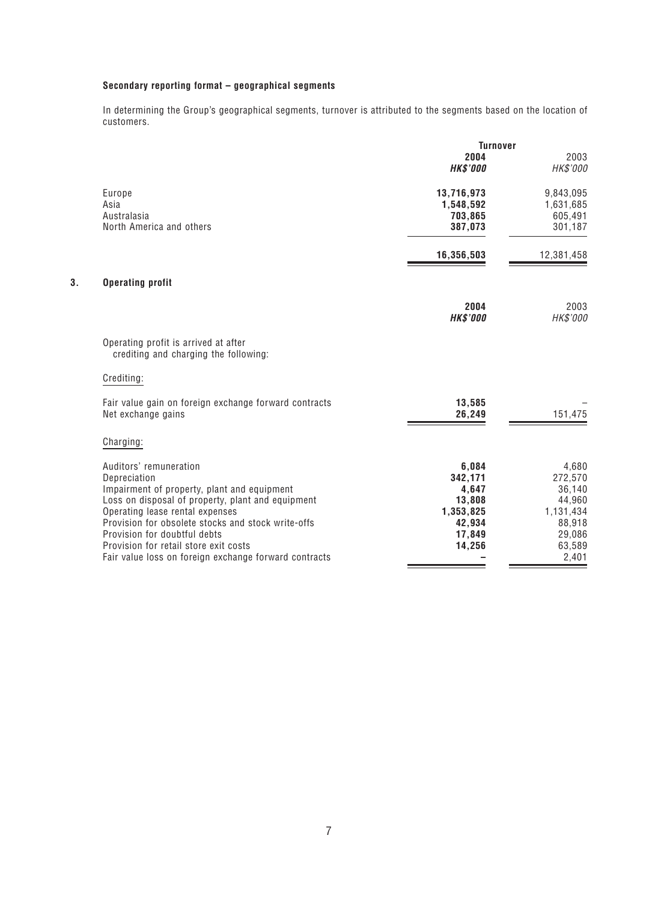**Secondary reporting format – geographical segments**

In determining the Group's geographical segments, turnover is attributed to the segments based on the location of customers.

| | Turnover | |
|---|---|---|
| | **2004** | 2003 |
| | ***HK$'000*** | *HK$'000* |
| Europe | **13,716,973** | 9,843,095 |
| Asia | **1,548,592** | 1,631,685 |
| Australasia | **703,865** | 605,491 |
| North America and others | **387,073** | 301,187 |
| | **16,356,503** | 12,381,458 |

## 3. Operating profit

| | **2004** | 2003 |
|---|---|---|
| | ***HK$'000*** | *HK$'000* |
| Operating profit is arrived at after crediting and charging the following: | | |
| Crediting: | | |
| Fair value gain on foreign exchange forward contracts | **13,585** | – |
| Net exchange gains | **26,249** | 151,475 |
| Charging: | | |
| Auditors' remuneration | **6,084** | 4,680 |
| Depreciation | **342,171** | 272,570 |
| Impairment of property, plant and equipment | **4,647** | 36,140 |
| Loss on disposal of property, plant and equipment | **13,808** | 44,960 |
| Operating lease rental expenses | **1,353,825** | 1,131,434 |
| Provision for obsolete stocks and stock write-offs | **42,934** | 88,918 |
| Provision for doubtful debts | **17,849** | 29,086 |
| Provision for retail store exit costs | **14,256** | 63,589 |
| Fair value loss on foreign exchange forward contracts | **–** | 2,401 |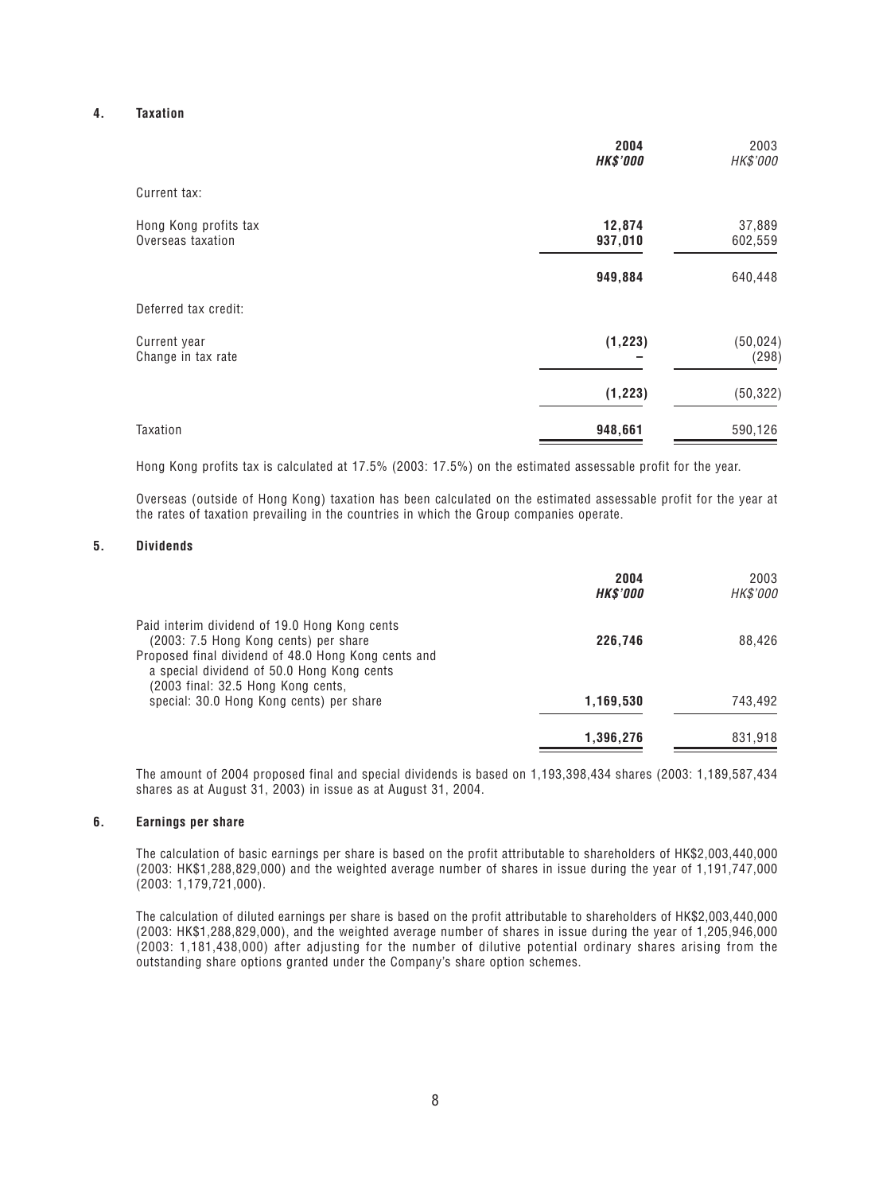## 4. Taxation

| | **2004** | 2003 |
|---|---|---|
| | ***HK$'000*** | *HK$'000* |
| Current tax: | | |
| Hong Kong profits tax | **12,874** | 37,889 |
| Overseas taxation | **937,010** | 602,559 |
| | **949,884** | 640,448 |
| Deferred tax credit: | | |
| Current year | **(1,223)** | (50,024) |
| Change in tax rate | **–** | (298) |
| | **(1,223)** | (50,322) |
| Taxation | **948,661** | 590,126 |

Hong Kong profits tax is calculated at 17.5% (2003: 17.5%) on the estimated assessable profit for the year.

Overseas (outside of Hong Kong) taxation has been calculated on the estimated assessable profit for the year at the rates of taxation prevailing in the countries in which the Group companies operate.

## 5. Dividends

| | **2004** | 2003 |
|---|---|---|
| | ***HK$'000*** | *HK$'000* |
| Paid interim dividend of 19.0 Hong Kong cents (2003: 7.5 Hong Kong cents) per share | **226,746** | 88,426 |
| Proposed final dividend of 48.0 Hong Kong cents and a special dividend of 50.0 Hong Kong cents (2003 final: 32.5 Hong Kong cents, special: 30.0 Hong Kong cents) per share | **1,169,530** | 743,492 |
| | **1,396,276** | 831,918 |

The amount of 2004 proposed final and special dividends is based on 1,193,398,434 shares (2003: 1,189,587,434 shares as at August 31, 2003) in issue as at August 31, 2004.

## 6. Earnings per share

The calculation of basic earnings per share is based on the profit attributable to shareholders of HK$2,003,440,000 (2003: HK$1,288,829,000) and the weighted average number of shares in issue during the year of 1,191,747,000 (2003: 1,179,721,000).

The calculation of diluted earnings per share is based on the profit attributable to shareholders of HK$2,003,440,000 (2003: HK$1,288,829,000), and the weighted average number of shares in issue during the year of 1,205,946,000 (2003: 1,181,438,000) after adjusting for the number of dilutive potential ordinary shares arising from the outstanding share options granted under the Company's share option schemes.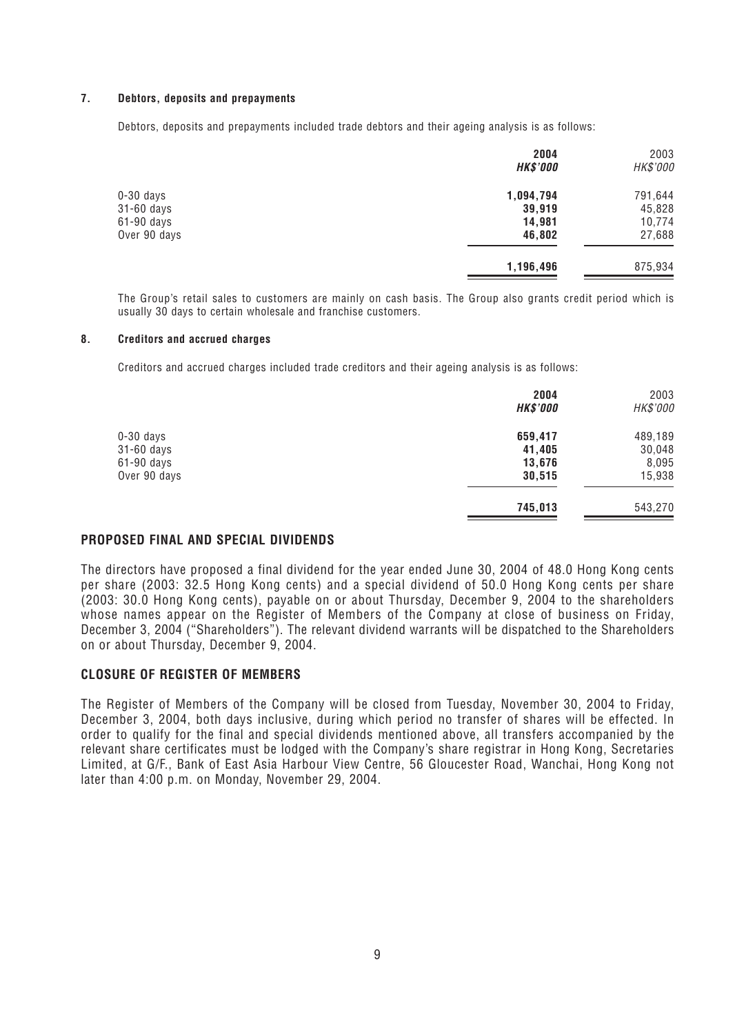### 7. Debtors, deposits and prepayments

Debtors, deposits and prepayments included trade debtors and their ageing analysis is as follows:

| | **2004** | 2003 |
|---|---|---|
| | ***HK$'000*** | *HK$'000* |
| 0-30 days | **1,094,794** | 791,644 |
| 31-60 days | **39,919** | 45,828 |
| 61-90 days | **14,981** | 10,774 |
| Over 90 days | **46,802** | 27,688 |
| | **1,196,496** | 875,934 |

The Group's retail sales to customers are mainly on cash basis. The Group also grants credit period which is usually 30 days to certain wholesale and franchise customers.

### 8. Creditors and accrued charges

Creditors and accrued charges included trade creditors and their ageing analysis is as follows:

| | **2004** | 2003 |
|---|---|---|
| | ***HK$'000*** | *HK$'000* |
| 0-30 days | **659,417** | 489,189 |
| 31-60 days | **41,405** | 30,048 |
| 61-90 days | **13,676** | 8,095 |
| Over 90 days | **30,515** | 15,938 |
| | **745,013** | 543,270 |

## PROPOSED FINAL AND SPECIAL DIVIDENDS

The directors have proposed a final dividend for the year ended June 30, 2004 of 48.0 Hong Kong cents per share (2003: 32.5 Hong Kong cents) and a special dividend of 50.0 Hong Kong cents per share (2003: 30.0 Hong Kong cents), payable on or about Thursday, December 9, 2004 to the shareholders whose names appear on the Register of Members of the Company at close of business on Friday, December 3, 2004 ("Shareholders"). The relevant dividend warrants will be dispatched to the Shareholders on or about Thursday, December 9, 2004.

## CLOSURE OF REGISTER OF MEMBERS

The Register of Members of the Company will be closed from Tuesday, November 30, 2004 to Friday, December 3, 2004, both days inclusive, during which period no transfer of shares will be effected. In order to qualify for the final and special dividends mentioned above, all transfers accompanied by the relevant share certificates must be lodged with the Company's share registrar in Hong Kong, Secretaries Limited, at G/F., Bank of East Asia Harbour View Centre, 56 Gloucester Road, Wanchai, Hong Kong not later than 4:00 p.m. on Monday, November 29, 2004.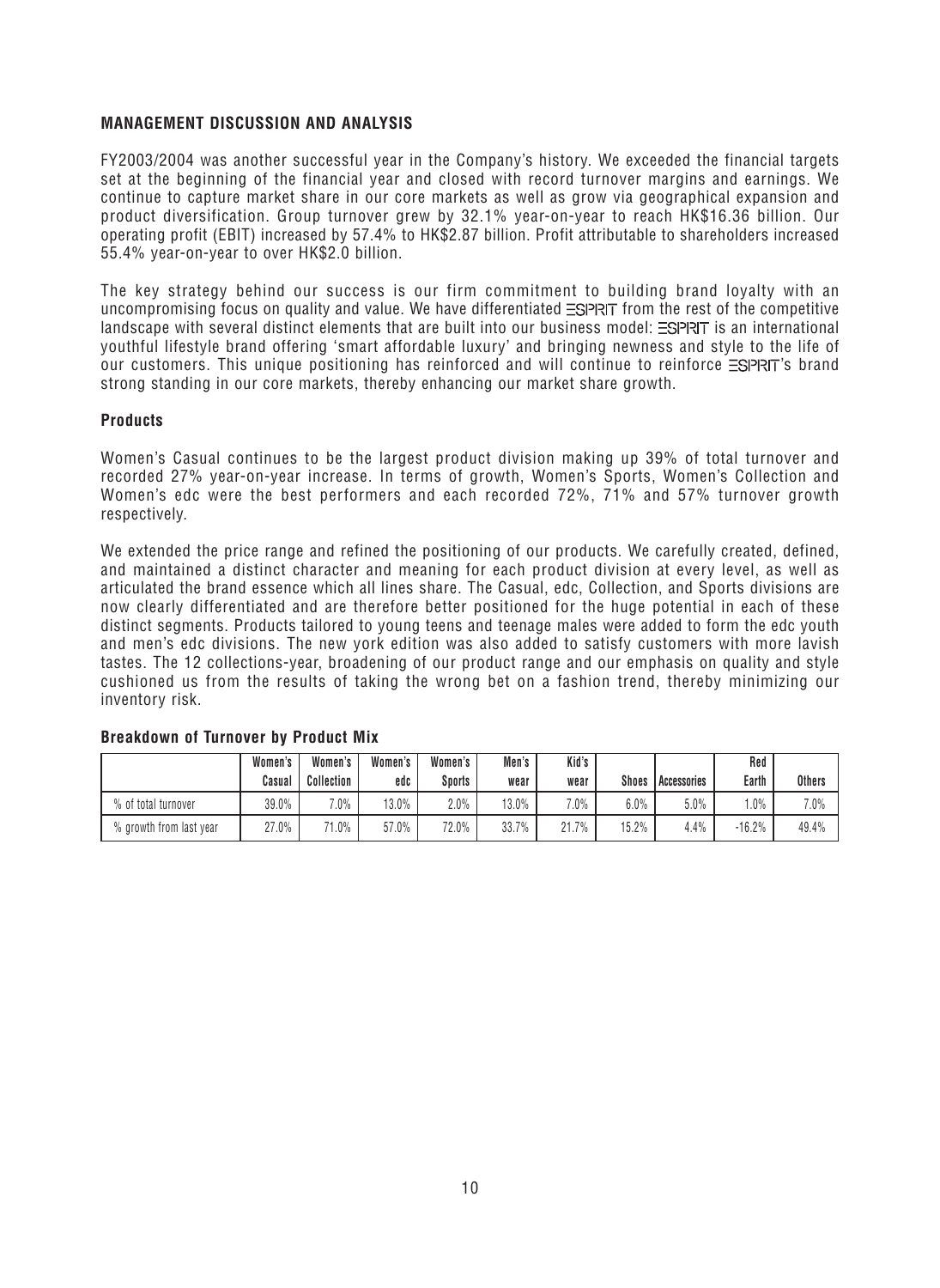## MANAGEMENT DISCUSSION AND ANALYSIS

FY2003/2004 was another successful year in the Company's history. We exceeded the financial targets set at the beginning of the financial year and closed with record turnover margins and earnings. We continue to capture market share in our core markets as well as grow via geographical expansion and product diversification. Group turnover grew by 32.1% year-on-year to reach HK$16.36 billion. Our operating profit (EBIT) increased by 57.4% to HK$2.87 billion. Profit attributable to shareholders increased 55.4% year-on-year to over HK$2.0 billion.

The key strategy behind our success is our firm commitment to building brand loyalty with an uncompromising focus on quality and value. We have differentiated ESPRIT from the rest of the competitive landscape with several distinct elements that are built into our business model: ESPRIT is an international youthful lifestyle brand offering 'smart affordable luxury' and bringing newness and style to the life of our customers. This unique positioning has reinforced and will continue to reinforce ESPRIT's brand strong standing in our core markets, thereby enhancing our market share growth.

### Products

Women's Casual continues to be the largest product division making up 39% of total turnover and recorded 27% year-on-year increase. In terms of growth, Women's Sports, Women's Collection and Women's edc were the best performers and each recorded 72%, 71% and 57% turnover growth respectively.

We extended the price range and refined the positioning of our products. We carefully created, defined, and maintained a distinct character and meaning for each product division at every level, as well as articulated the brand essence which all lines share. The Casual, edc, Collection, and Sports divisions are now clearly differentiated and are therefore better positioned for the huge potential in each of these distinct segments. Products tailored to young teens and teenage males were added to form the edc youth and men's edc divisions. The new york edition was also added to satisfy customers with more lavish tastes. The 12 collections-year, broadening of our product range and our emphasis on quality and style cushioned us from the results of taking the wrong bet on a fashion trend, thereby minimizing our inventory risk.

**Breakdown of Turnover by Product Mix**

| | Women's Casual | Women's Collection | Women's edc | Women's Sports | Men's wear | Kid's wear | Shoes | Accessories | Red Earth | Others |
|---|---|---|---|---|---|---|---|---|---|---|
| % of total turnover | 39.0% | 7.0% | 13.0% | 2.0% | 13.0% | 7.0% | 6.0% | 5.0% | 1.0% | 7.0% |
| % growth from last year | 27.0% | 71.0% | 57.0% | 72.0% | 33.7% | 21.7% | 15.2% | 4.4% | -16.2% | 49.4% |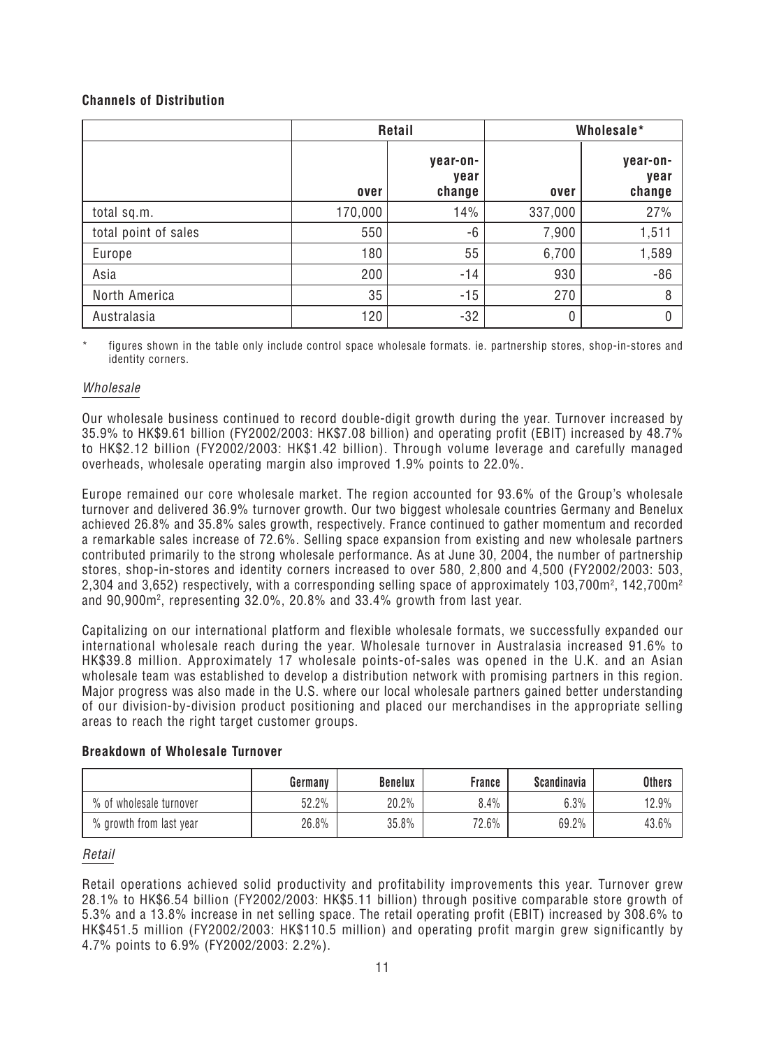**Channels of Distribution**

| | Retail | | Wholesale* | |
|---|---|---|---|---|
| | over | year-on-year change | over | year-on-year change |
| total sq.m. | 170,000 | 14% | 337,000 | 27% |
| total point of sales | 550 | -6 | 7,900 | 1,511 |
| Europe | 180 | 55 | 6,700 | 1,589 |
| Asia | 200 | -14 | 930 | -86 |
| North America | 35 | -15 | 270 | 8 |
| Australasia | 120 | -32 | 0 | 0 |

\* figures shown in the table only include control space wholesale formats. ie. partnership stores, shop-in-stores and identity corners.

*Wholesale*

Our wholesale business continued to record double-digit growth during the year. Turnover increased by 35.9% to HK$9.61 billion (FY2002/2003: HK$7.08 billion) and operating profit (EBIT) increased by 48.7% to HK$2.12 billion (FY2002/2003: HK$1.42 billion). Through volume leverage and carefully managed overheads, wholesale operating margin also improved 1.9% points to 22.0%.

Europe remained our core wholesale market. The region accounted for 93.6% of the Group's wholesale turnover and delivered 36.9% turnover growth. Our two biggest wholesale countries Germany and Benelux achieved 26.8% and 35.8% sales growth, respectively. France continued to gather momentum and recorded a remarkable sales increase of 72.6%. Selling space expansion from existing and new wholesale partners contributed primarily to the strong wholesale performance. As at June 30, 2004, the number of partnership stores, shop-in-stores and identity corners increased to over 580, 2,800 and 4,500 (FY2002/2003: 503, 2,304 and 3,652) respectively, with a corresponding selling space of approximately 103,700m$^2$, 142,700m$^2$ and 90,900m$^2$, representing 32.0%, 20.8% and 33.4% growth from last year.

Capitalizing on our international platform and flexible wholesale formats, we successfully expanded our international wholesale reach during the year. Wholesale turnover in Australasia increased 91.6% to HK$39.8 million. Approximately 17 wholesale points-of-sales was opened in the U.K. and an Asian wholesale team was established to develop a distribution network with promising partners in this region. Major progress was also made in the U.S. where our local wholesale partners gained better understanding of our division-by-division product positioning and placed our merchandises in the appropriate selling areas to reach the right target customer groups.

**Breakdown of Wholesale Turnover**

| | Germany | Benelux | France | Scandinavia | Others |
|---|---|---|---|---|---|
| % of wholesale turnover | 52.2% | 20.2% | 8.4% | 6.3% | 12.9% |
| % growth from last year | 26.8% | 35.8% | 72.6% | 69.2% | 43.6% |

*Retail*

Retail operations achieved solid productivity and profitability improvements this year. Turnover grew 28.1% to HK$6.54 billion (FY2002/2003: HK$5.11 billion) through positive comparable store growth of 5.3% and a 13.8% increase in net selling space. The retail operating profit (EBIT) increased by 308.6% to HK$451.5 million (FY2002/2003: HK$110.5 million) and operating profit margin grew significantly by 4.7% points to 6.9% (FY2002/2003: 2.2%).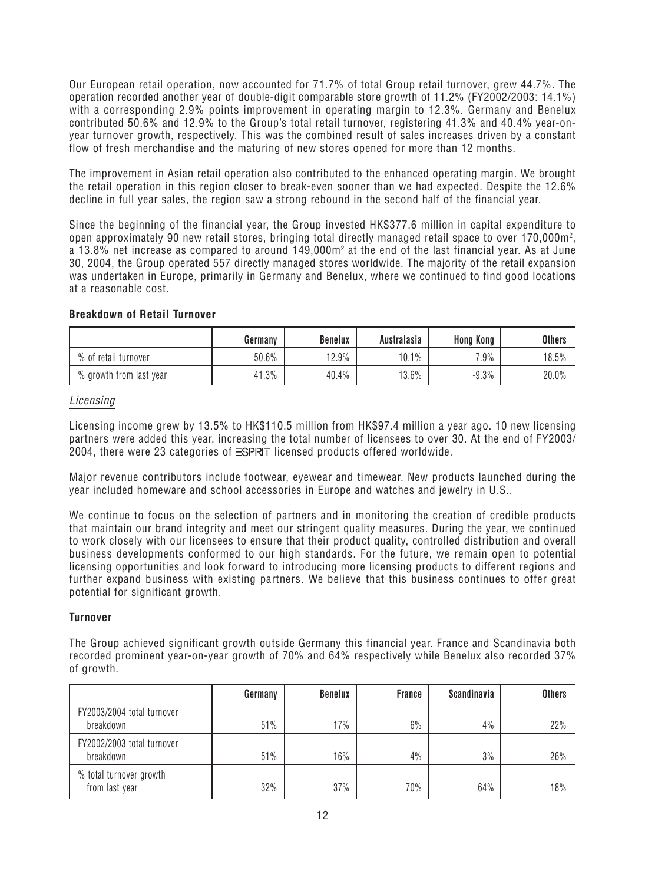Our European retail operation, now accounted for 71.7% of total Group retail turnover, grew 44.7%. The operation recorded another year of double-digit comparable store growth of 11.2% (FY2002/2003: 14.1%) with a corresponding 2.9% points improvement in operating margin to 12.3%. Germany and Benelux contributed 50.6% and 12.9% to the Group's total retail turnover, registering 41.3% and 40.4% year-on-year turnover growth, respectively. This was the combined result of sales increases driven by a constant flow of fresh merchandise and the maturing of new stores opened for more than 12 months.

The improvement in Asian retail operation also contributed to the enhanced operating margin. We brought the retail operation in this region closer to break-even sooner than we had expected. Despite the 12.6% decline in full year sales, the region saw a strong rebound in the second half of the financial year.

Since the beginning of the financial year, the Group invested HK$377.6 million in capital expenditure to open approximately 90 new retail stores, bringing total directly managed retail space to over 170,000m$^2$, a 13.8% net increase as compared to around 149,000m$^2$ at the end of the last financial year. As at June 30, 2004, the Group operated 557 directly managed stores worldwide. The majority of the retail expansion was undertaken in Europe, primarily in Germany and Benelux, where we continued to find good locations at a reasonable cost.

**Breakdown of Retail Turnover**

| | Germany | Benelux | Australasia | Hong Kong | Others |
|---|---|---|---|---|---|
| % of retail turnover | 50.6% | 12.9% | 10.1% | 7.9% | 18.5% |
| % growth from last year | 41.3% | 40.4% | 13.6% | -9.3% | 20.0% |

*Licensing*

Licensing income grew by 13.5% to HK$110.5 million from HK$97.4 million a year ago. 10 new licensing partners were added this year, increasing the total number of licensees to over 30. At the end of FY2003/2004, there were 23 categories of ESPRIT licensed products offered worldwide.

Major revenue contributors include footwear, eyewear and timewear. New products launched during the year included homeware and school accessories in Europe and watches and jewelry in U.S..

We continue to focus on the selection of partners and in monitoring the creation of credible products that maintain our brand integrity and meet our stringent quality measures. During the year, we continued to work closely with our licensees to ensure that their product quality, controlled distribution and overall business developments conformed to our high standards. For the future, we remain open to potential licensing opportunities and look forward to introducing more licensing products to different regions and further expand business with existing partners. We believe that this business continues to offer great potential for significant growth.

**Turnover**

The Group achieved significant growth outside Germany this financial year. France and Scandinavia both recorded prominent year-on-year growth of 70% and 64% respectively while Benelux also recorded 37% of growth.

| | Germany | Benelux | France | Scandinavia | Others |
|---|---|---|---|---|---|
| FY2003/2004 total turnover breakdown | 51% | 17% | 6% | 4% | 22% |
| FY2002/2003 total turnover breakdown | 51% | 16% | 4% | 3% | 26% |
| % total turnover growth from last year | 32% | 37% | 70% | 64% | 18% |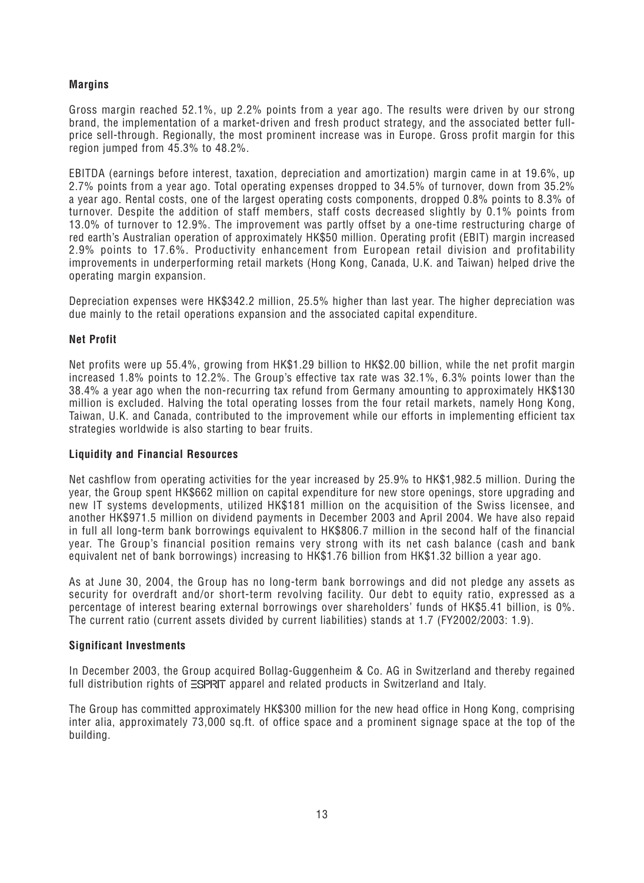### Margins

Gross margin reached 52.1%, up 2.2% points from a year ago. The results were driven by our strong brand, the implementation of a market-driven and fresh product strategy, and the associated better full-price sell-through. Regionally, the most prominent increase was in Europe. Gross profit margin for this region jumped from 45.3% to 48.2%.

EBITDA (earnings before interest, taxation, depreciation and amortization) margin came in at 19.6%, up 2.7% points from a year ago. Total operating expenses dropped to 34.5% of turnover, down from 35.2% a year ago. Rental costs, one of the largest operating costs components, dropped 0.8% points to 8.3% of turnover. Despite the addition of staff members, staff costs decreased slightly by 0.1% points from 13.0% of turnover to 12.9%. The improvement was partly offset by a one-time restructuring charge of red earth's Australian operation of approximately HK$50 million. Operating profit (EBIT) margin increased 2.9% points to 17.6%. Productivity enhancement from European retail division and profitability improvements in underperforming retail markets (Hong Kong, Canada, U.K. and Taiwan) helped drive the operating margin expansion.

Depreciation expenses were HK$342.2 million, 25.5% higher than last year. The higher depreciation was due mainly to the retail operations expansion and the associated capital expenditure.

### Net Profit

Net profits were up 55.4%, growing from HK$1.29 billion to HK$2.00 billion, while the net profit margin increased 1.8% points to 12.2%. The Group's effective tax rate was 32.1%, 6.3% points lower than the 38.4% a year ago when the non-recurring tax refund from Germany amounting to approximately HK$130 million is excluded. Halving the total operating losses from the four retail markets, namely Hong Kong, Taiwan, U.K. and Canada, contributed to the improvement while our efforts in implementing efficient tax strategies worldwide is also starting to bear fruits.

### Liquidity and Financial Resources

Net cashflow from operating activities for the year increased by 25.9% to HK$1,982.5 million. During the year, the Group spent HK$662 million on capital expenditure for new store openings, store upgrading and new IT systems developments, utilized HK$181 million on the acquisition of the Swiss licensee, and another HK$971.5 million on dividend payments in December 2003 and April 2004. We have also repaid in full all long-term bank borrowings equivalent to HK$806.7 million in the second half of the financial year. The Group's financial position remains very strong with its net cash balance (cash and bank equivalent net of bank borrowings) increasing to HK$1.76 billion from HK$1.32 billion a year ago.

As at June 30, 2004, the Group has no long-term bank borrowings and did not pledge any assets as security for overdraft and/or short-term revolving facility. Our debt to equity ratio, expressed as a percentage of interest bearing external borrowings over shareholders' funds of HK$5.41 billion, is 0%. The current ratio (current assets divided by current liabilities) stands at 1.7 (FY2002/2003: 1.9).

### Significant Investments

In December 2003, the Group acquired Bollag-Guggenheim & Co. AG in Switzerland and thereby regained full distribution rights of ESPRIT apparel and related products in Switzerland and Italy.

The Group has committed approximately HK$300 million for the new head office in Hong Kong, comprising inter alia, approximately 73,000 sq.ft. of office space and a prominent signage space at the top of the building.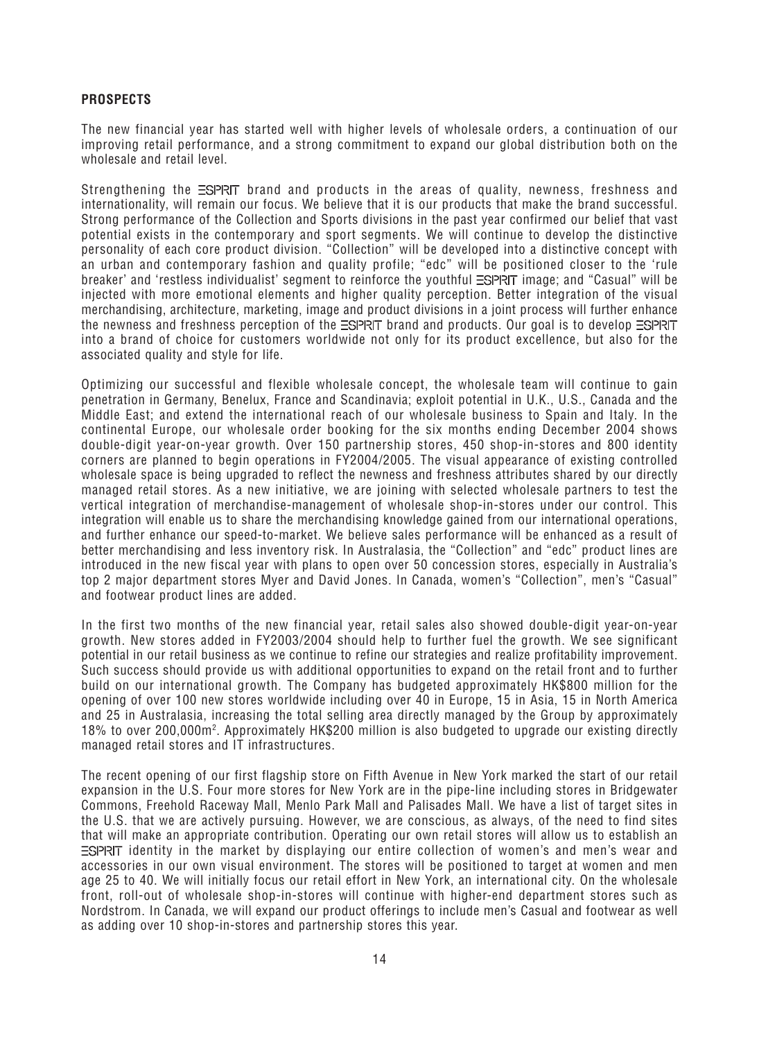## PROSPECTS

The new financial year has started well with higher levels of wholesale orders, a continuation of our improving retail performance, and a strong commitment to expand our global distribution both on the wholesale and retail level.

Strengthening the ESPRIT brand and products in the areas of quality, newness, freshness and internationality, will remain our focus. We believe that it is our products that make the brand successful. Strong performance of the Collection and Sports divisions in the past year confirmed our belief that vast potential exists in the contemporary and sport segments. We will continue to develop the distinctive personality of each core product division. "Collection" will be developed into a distinctive concept with an urban and contemporary fashion and quality profile; "edc" will be positioned closer to the 'rule breaker' and 'restless individualist' segment to reinforce the youthful ESPRIT image; and "Casual" will be injected with more emotional elements and higher quality perception. Better integration of the visual merchandising, architecture, marketing, image and product divisions in a joint process will further enhance the newness and freshness perception of the ESPRIT brand and products. Our goal is to develop ESPRIT into a brand of choice for customers worldwide not only for its product excellence, but also for the associated quality and style for life.

Optimizing our successful and flexible wholesale concept, the wholesale team will continue to gain penetration in Germany, Benelux, France and Scandinavia; exploit potential in U.K., U.S., Canada and the Middle East; and extend the international reach of our wholesale business to Spain and Italy. In the continental Europe, our wholesale order booking for the six months ending December 2004 shows double-digit year-on-year growth. Over 150 partnership stores, 450 shop-in-stores and 800 identity corners are planned to begin operations in FY2004/2005. The visual appearance of existing controlled wholesale space is being upgraded to reflect the newness and freshness attributes shared by our directly managed retail stores. As a new initiative, we are joining with selected wholesale partners to test the vertical integration of merchandise-management of wholesale shop-in-stores under our control. This integration will enable us to share the merchandising knowledge gained from our international operations, and further enhance our speed-to-market. We believe sales performance will be enhanced as a result of better merchandising and less inventory risk. In Australasia, the "Collection" and "edc" product lines are introduced in the new fiscal year with plans to open over 50 concession stores, especially in Australia's top 2 major department stores Myer and David Jones. In Canada, women's "Collection", men's "Casual" and footwear product lines are added.

In the first two months of the new financial year, retail sales also showed double-digit year-on-year growth. New stores added in FY2003/2004 should help to further fuel the growth. We see significant potential in our retail business as we continue to refine our strategies and realize profitability improvement. Such success should provide us with additional opportunities to expand on the retail front and to further build on our international growth. The Company has budgeted approximately HK$800 million for the opening of over 100 new stores worldwide including over 40 in Europe, 15 in Asia, 15 in North America and 25 in Australasia, increasing the total selling area directly managed by the Group by approximately 18% to over 200,000m$^2$. Approximately HK$200 million is also budgeted to upgrade our existing directly managed retail stores and IT infrastructures.

The recent opening of our first flagship store on Fifth Avenue in New York marked the start of our retail expansion in the U.S. Four more stores for New York are in the pipe-line including stores in Bridgewater Commons, Freehold Raceway Mall, Menlo Park Mall and Palisades Mall. We have a list of target sites in the U.S. that we are actively pursuing. However, we are conscious, as always, of the need to find sites that will make an appropriate contribution. Operating our own retail stores will allow us to establish an ESPRIT identity in the market by displaying our entire collection of women's and men's wear and accessories in our own visual environment. The stores will be positioned to target at women and men age 25 to 40. We will initially focus our retail effort in New York, an international city. On the wholesale front, roll-out of wholesale shop-in-stores will continue with higher-end department stores such as Nordstrom. In Canada, we will expand our product offerings to include men's Casual and footwear as well as adding over 10 shop-in-stores and partnership stores this year.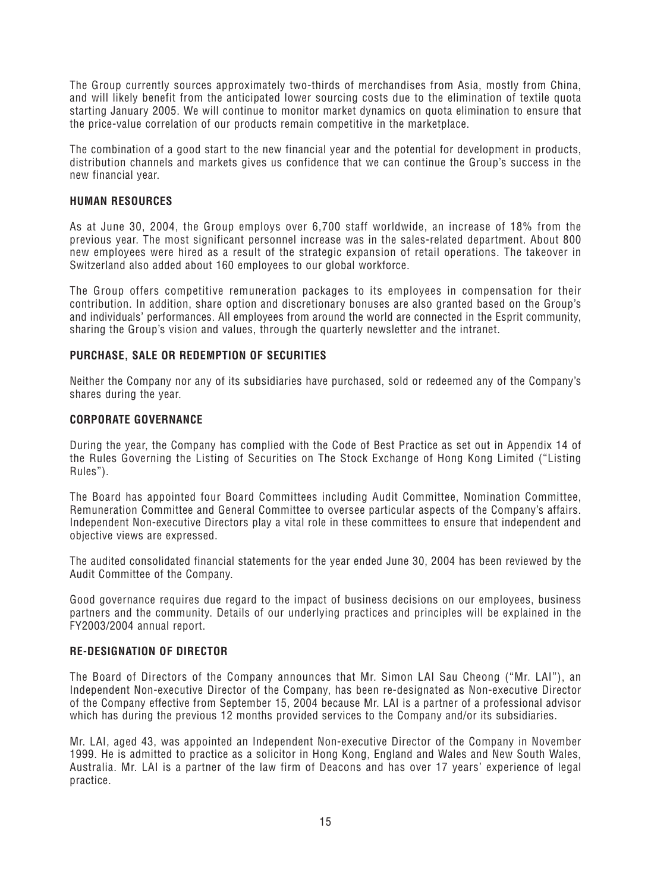The Group currently sources approximately two-thirds of merchandises from Asia, mostly from China, and will likely benefit from the anticipated lower sourcing costs due to the elimination of textile quota starting January 2005. We will continue to monitor market dynamics on quota elimination to ensure that the price-value correlation of our products remain competitive in the marketplace.

The combination of a good start to the new financial year and the potential for development in products, distribution channels and markets gives us confidence that we can continue the Group's success in the new financial year.

### HUMAN RESOURCES

As at June 30, 2004, the Group employs over 6,700 staff worldwide, an increase of 18% from the previous year. The most significant personnel increase was in the sales-related department. About 800 new employees were hired as a result of the strategic expansion of retail operations. The takeover in Switzerland also added about 160 employees to our global workforce.

The Group offers competitive remuneration packages to its employees in compensation for their contribution. In addition, share option and discretionary bonuses are also granted based on the Group's and individuals' performances. All employees from around the world are connected in the Esprit community, sharing the Group's vision and values, through the quarterly newsletter and the intranet.

### PURCHASE, SALE OR REDEMPTION OF SECURITIES

Neither the Company nor any of its subsidiaries have purchased, sold or redeemed any of the Company's shares during the year.

### CORPORATE GOVERNANCE

During the year, the Company has complied with the Code of Best Practice as set out in Appendix 14 of the Rules Governing the Listing of Securities on The Stock Exchange of Hong Kong Limited ("Listing Rules").

The Board has appointed four Board Committees including Audit Committee, Nomination Committee, Remuneration Committee and General Committee to oversee particular aspects of the Company's affairs. Independent Non-executive Directors play a vital role in these committees to ensure that independent and objective views are expressed.

The audited consolidated financial statements for the year ended June 30, 2004 has been reviewed by the Audit Committee of the Company.

Good governance requires due regard to the impact of business decisions on our employees, business partners and the community. Details of our underlying practices and principles will be explained in the FY2003/2004 annual report.

### RE-DESIGNATION OF DIRECTOR

The Board of Directors of the Company announces that Mr. Simon LAI Sau Cheong ("Mr. LAI"), an Independent Non-executive Director of the Company, has been re-designated as Non-executive Director of the Company effective from September 15, 2004 because Mr. LAI is a partner of a professional advisor which has during the previous 12 months provided services to the Company and/or its subsidiaries.

Mr. LAI, aged 43, was appointed an Independent Non-executive Director of the Company in November 1999. He is admitted to practice as a solicitor in Hong Kong, England and Wales and New South Wales, Australia. Mr. LAI is a partner of the law firm of Deacons and has over 17 years' experience of legal practice.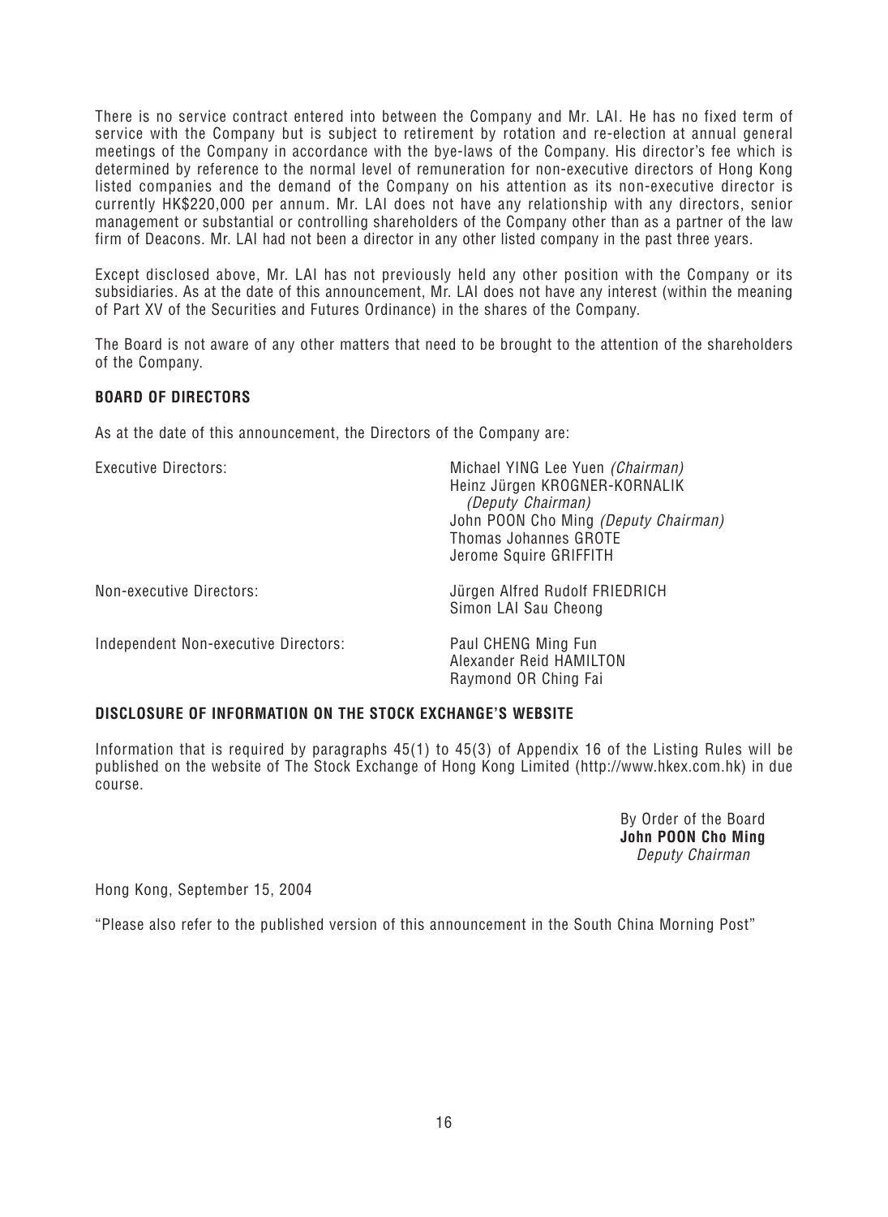There is no service contract entered into between the Company and Mr. LAI. He has no fixed term of service with the Company but is subject to retirement by rotation and re-election at annual general meetings of the Company in accordance with the bye-laws of the Company. His director's fee which is determined by reference to the normal level of remuneration for non-executive directors of Hong Kong listed companies and the demand of the Company on his attention as its non-executive director is currently HK$220,000 per annum. Mr. LAI does not have any relationship with any directors, senior management or substantial or controlling shareholders of the Company other than as a partner of the law firm of Deacons. Mr. LAI had not been a director in any other listed company in the past three years.

Except disclosed above, Mr. LAI has not previously held any other position with the Company or its subsidiaries. As at the date of this announcement, Mr. LAI does not have any interest (within the meaning of Part XV of the Securities and Futures Ordinance) in the shares of the Company.

The Board is not aware of any other matters that need to be brought to the attention of the shareholders of the Company.

**BOARD OF DIRECTORS**

As at the date of this announcement, the Directors of the Company are:

| | |
|---|---|
| Executive Directors: | Michael YING Lee Yuen *(Chairman)*<br>Heinz Jürgen KROGNER-KORNALIK *(Deputy Chairman)*<br>John POON Cho Ming *(Deputy Chairman)*<br>Thomas Johannes GROTE<br>Jerome Squire GRIFFITH |
| Non-executive Directors: | Jürgen Alfred Rudolf FRIEDRICH<br>Simon LAI Sau Cheong |
| Independent Non-executive Directors: | Paul CHENG Ming Fun<br>Alexander Reid HAMILTON<br>Raymond OR Ching Fai |

**DISCLOSURE OF INFORMATION ON THE STOCK EXCHANGE'S WEBSITE**

Information that is required by paragraphs 45(1) to 45(3) of Appendix 16 of the Listing Rules will be published on the website of The Stock Exchange of Hong Kong Limited (http://www.hkex.com.hk) in due course.

By Order of the Board
**John POON Cho Ming**
*Deputy Chairman*

Hong Kong, September 15, 2004

"Please also refer to the published version of this announcement in the South China Morning Post"